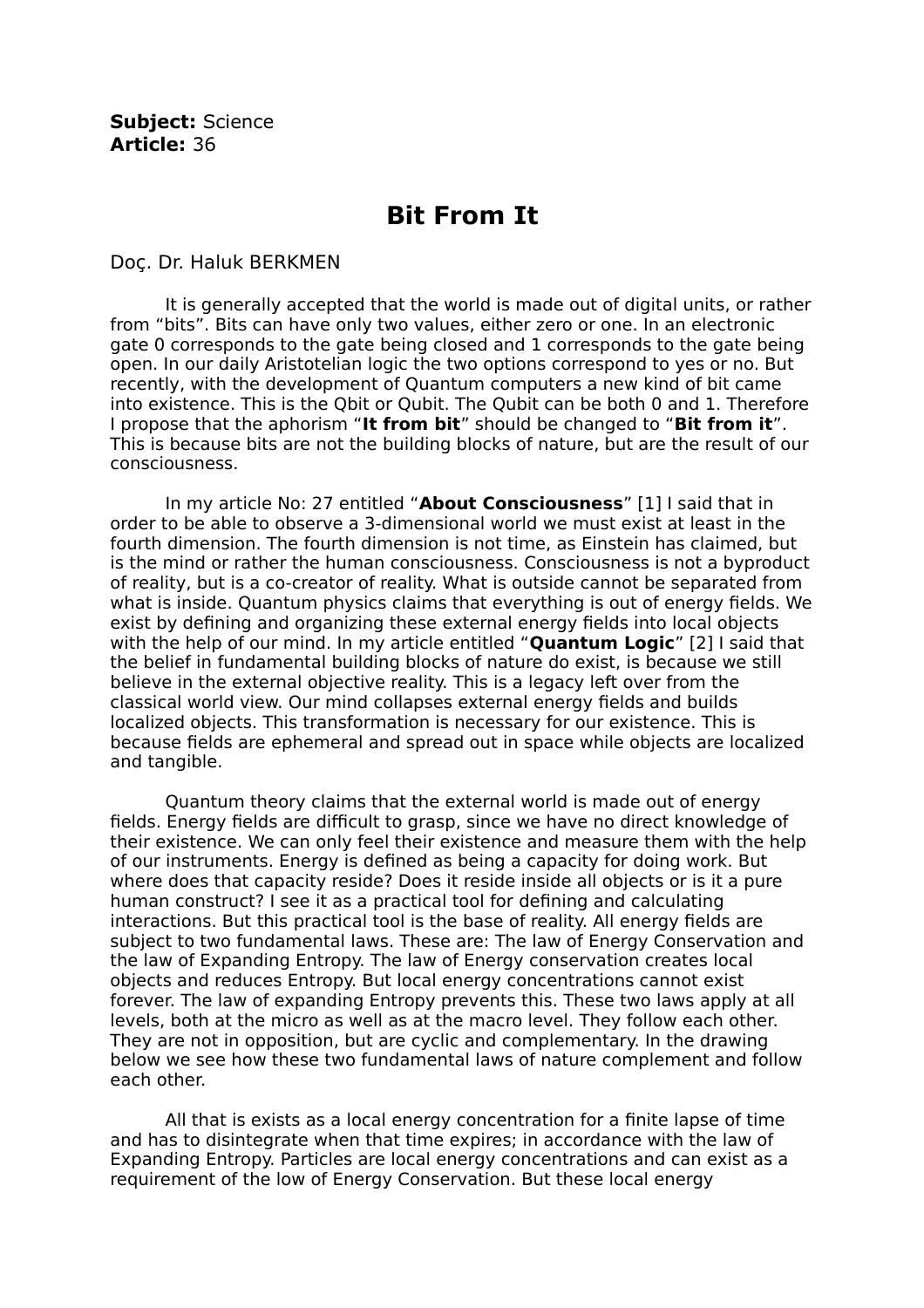**Subject:** Science
**Article:** 36

# Bit From It

Doç. Dr. Haluk BERKMEN

It is generally accepted that the world is made out of digital units, or rather from "bits". Bits can have only two values, either zero or one. In an electronic gate 0 corresponds to the gate being closed and 1 corresponds to the gate being open. In our daily Aristotelian logic the two options correspond to yes or no. But recently, with the development of Quantum computers a new kind of bit came into existence. This is the Qbit or Qubit. The Qubit can be both 0 and 1. Therefore I propose that the aphorism "**It from bit**" should be changed to "**Bit from it**". This is because bits are not the building blocks of nature, but are the result of our consciousness.

In my article No: 27 entitled "**About Consciousness**" [1] I said that in order to be able to observe a 3-dimensional world we must exist at least in the fourth dimension. The fourth dimension is not time, as Einstein has claimed, but is the mind or rather the human consciousness. Consciousness is not a byproduct of reality, but is a co-creator of reality. What is outside cannot be separated from what is inside. Quantum physics claims that everything is out of energy fields. We exist by defining and organizing these external energy fields into local objects with the help of our mind. In my article entitled "**Quantum Logic**" [2] I said that the belief in fundamental building blocks of nature do exist, is because we still believe in the external objective reality. This is a legacy left over from the classical world view. Our mind collapses external energy fields and builds localized objects. This transformation is necessary for our existence. This is because fields are ephemeral and spread out in space while objects are localized and tangible.

Quantum theory claims that the external world is made out of energy fields. Energy fields are difficult to grasp, since we have no direct knowledge of their existence. We can only feel their existence and measure them with the help of our instruments. Energy is defined as being a capacity for doing work. But where does that capacity reside? Does it reside inside all objects or is it a pure human construct? I see it as a practical tool for defining and calculating interactions. But this practical tool is the base of reality. All energy fields are subject to two fundamental laws. These are: The law of Energy Conservation and the law of Expanding Entropy. The law of Energy conservation creates local objects and reduces Entropy. But local energy concentrations cannot exist forever. The law of expanding Entropy prevents this. These two laws apply at all levels, both at the micro as well as at the macro level. They follow each other. They are not in opposition, but are cyclic and complementary. In the drawing below we see how these two fundamental laws of nature complement and follow each other.

All that is exists as a local energy concentration for a finite lapse of time and has to disintegrate when that time expires; in accordance with the law of Expanding Entropy. Particles are local energy concentrations and can exist as a requirement of the low of Energy Conservation. But these local energy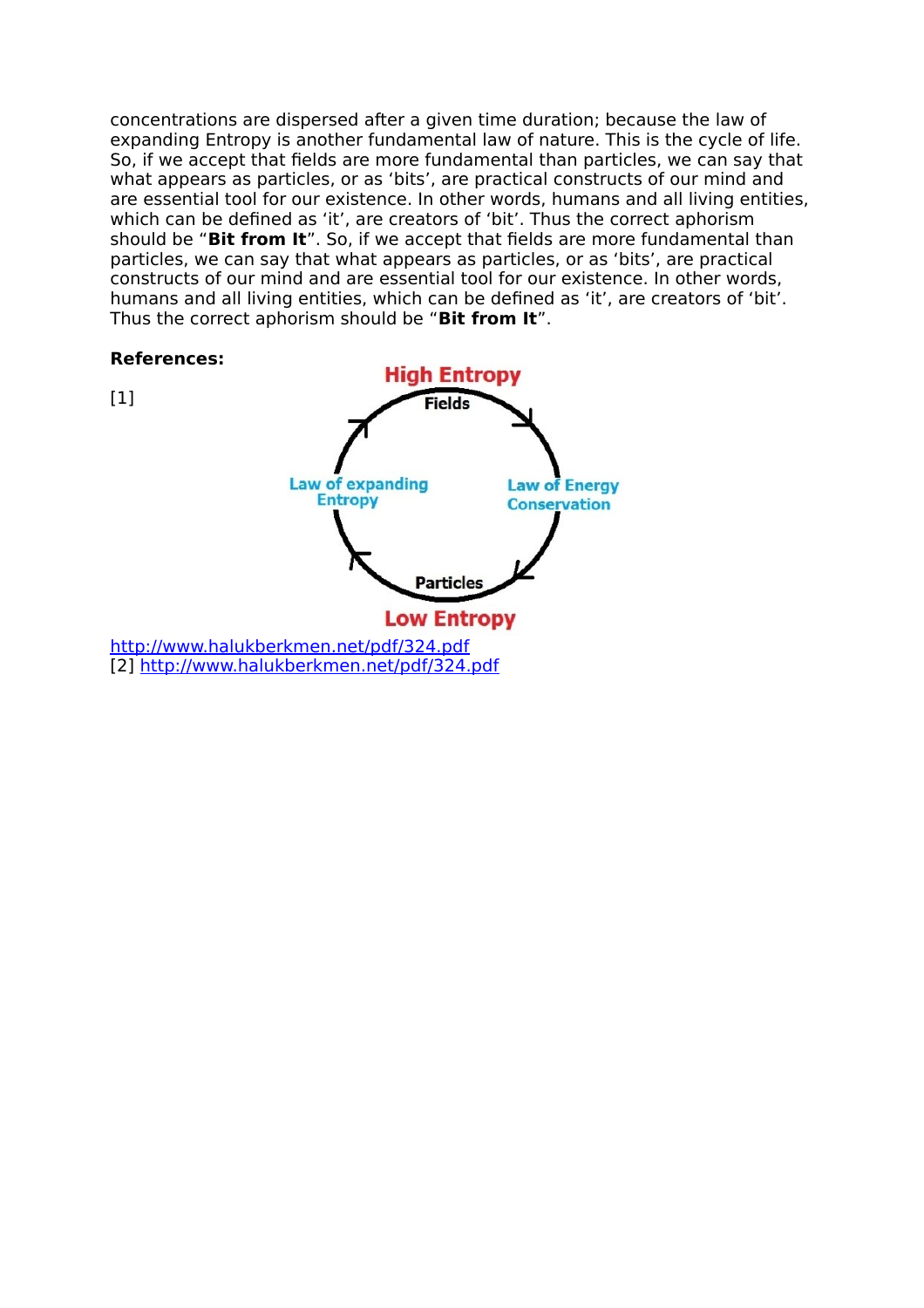concentrations are dispersed after a given time duration; because the law of expanding Entropy is another fundamental law of nature. This is the cycle of life. So, if we accept that fields are more fundamental than particles, we can say that what appears as particles, or as 'bits', are practical constructs of our mind and are essential tool for our existence. In other words, humans and all living entities, which can be defined as 'it', are creators of 'bit'. Thus the correct aphorism should be "**Bit from It**". So, if we accept that fields are more fundamental than particles, we can say that what appears as particles, or as 'bits', are practical constructs of our mind and are essential tool for our existence. In other words, humans and all living entities, which can be defined as 'it', are creators of 'bit'. Thus the correct aphorism should be "**Bit from It**".

**References:**

High Entropy
Fields
Law of expanding Entropy
Law of Energy Conservation
Particles
Low Entropy

[1] http://www.halukberkmen.net/pdf/324.pdf
[2] http://www.halukberkmen.net/pdf/324.pdf